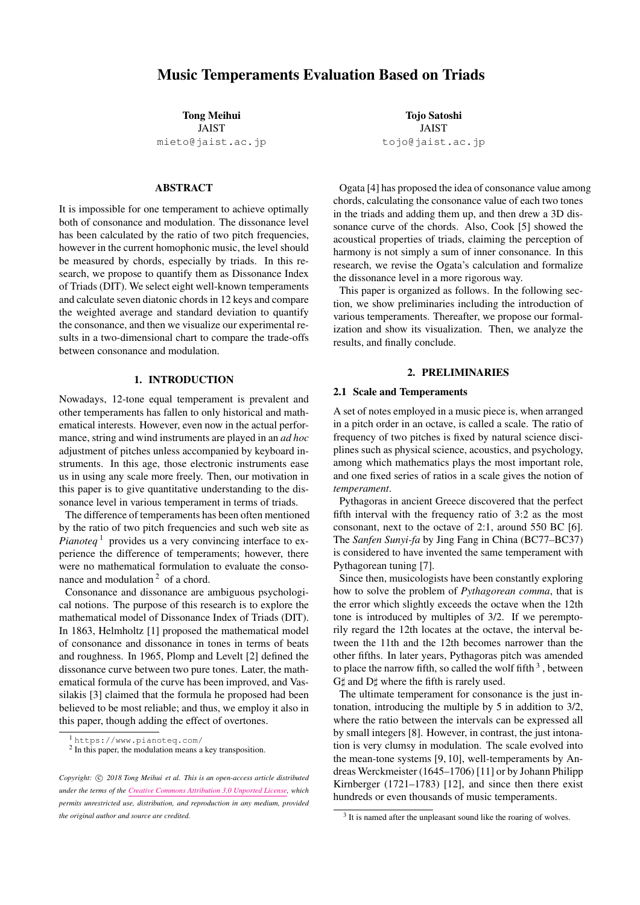# Music Temperaments Evaluation Based on Triads

**Tong Meihui**
JAIST
mieto@jaist.ac.jp

**Tojo Satoshi**
JAIST
tojo@jaist.ac.jp

## ABSTRACT

It is impossible for one temperament to achieve optimally both of consonance and modulation. The dissonance level has been calculated by the ratio of two pitch frequencies, however in the current homophonic music, the level should be measured by chords, especially by triads. In this research, we propose to quantify them as Dissonance Index of Triads (DIT). We select eight well-known temperaments and calculate seven diatonic chords in 12 keys and compare the weighted average and standard deviation to quantify the consonance, and then we visualize our experimental results in a two-dimensional chart to compare the trade-offs between consonance and modulation.

## 1. INTRODUCTION

Nowadays, 12-tone equal temperament is prevalent and other temperaments has fallen to only historical and mathematical interests. However, even now in the actual performance, string and wind instruments are played in an *ad hoc* adjustment of pitches unless accompanied by keyboard instruments. In this age, those electronic instruments ease us in using any scale more freely. Then, our motivation in this paper is to give quantitative understanding to the dissonance level in various temperament in terms of triads.

The difference of temperaments has been often mentioned by the ratio of two pitch frequencies and such web site as *Pianoteq* [1] provides us a very convincing interface to experience the difference of temperaments; however, there were no mathematical formulation to evaluate the consonance and modulation [2] of a chord.

Consonance and dissonance are ambiguous psychological notions. The purpose of this research is to explore the mathematical model of Dissonance Index of Triads (DIT). In 1863, Helmholtz [1] proposed the mathematical model of consonance and dissonance in tones in terms of beats and roughness. In 1965, Plomp and Levelt [2] defined the dissonance curve between two pure tones. Later, the mathematical formula of the curve has been improved, and Vassilakis [3] claimed that the formula he proposed had been believed to be most reliable; and thus, we employ it also in this paper, though adding the effect of overtones.

[1] https://www.pianoteq.com/
[2] In this paper, the modulation means a key transposition.

*Copyright: © 2018 Tong Meihui et al. This is an open-access article distributed under the terms of the Creative Commons Attribution 3.0 Unported License, which permits unrestricted use, distribution, and reproduction in any medium, provided the original author and source are credited.*

Ogata [4] has proposed the idea of consonance value among chords, calculating the consonance value of each two tones in the triads and adding them up, and then drew a 3D dissonance curve of the chords. Also, Cook [5] showed the acoustical properties of triads, claiming the perception of harmony is not simply a sum of inner consonance. In this research, we revise the Ogata's calculation and formalize the dissonance level in a more rigorous way.

This paper is organized as follows. In the following section, we show preliminaries including the introduction of various temperaments. Thereafter, we propose our formalization and show its visualization. Then, we analyze the results, and finally conclude.

## 2. PRELIMINARIES

### 2.1 Scale and Temperaments

A set of notes employed in a music piece is, when arranged in a pitch order in an octave, is called a scale. The ratio of frequency of two pitches is fixed by natural science disciplines such as physical science, acoustics, and psychology, among which mathematics plays the most important role, and one fixed series of ratios in a scale gives the notion of *temperament*.

Pythagoras in ancient Greece discovered that the perfect fifth interval with the frequency ratio of 3:2 as the most consonant, next to the octave of 2:1, around 550 BC [6]. The *Sanfen Sunyi-fa* by Jing Fang in China (BC77–BC37) is considered to have invented the same temperament with Pythagorean tuning [7].

Since then, musicologists have been constantly exploring how to solve the problem of *Pythagorean comma*, that is the error which slightly exceeds the octave when the 12th tone is introduced by multiples of 3/2. If we peremptorily regard the 12th locates at the octave, the interval between the 11th and the 12th becomes narrower than the other fifths. In later years, Pythagoras pitch was amended to place the narrow fifth, so called the wolf fifth [3], between G♯ and D♯ where the fifth is rarely used.

The ultimate temperament for consonance is the just intonation, introducing the multiple by 5 in addition to 3/2, where the ratio between the intervals can be expressed all by small integers [8]. However, in contrast, the just intonation is very clumsy in modulation. The scale evolved into the mean-tone systems [9, 10], well-temperaments by Andreas Werckmeister (1645–1706) [11] or by Johann Philipp Kirnberger (1721–1783) [12], and since then there exist hundreds or even thousands of music temperaments.

[3] It is named after the unpleasant sound like the roaring of wolves.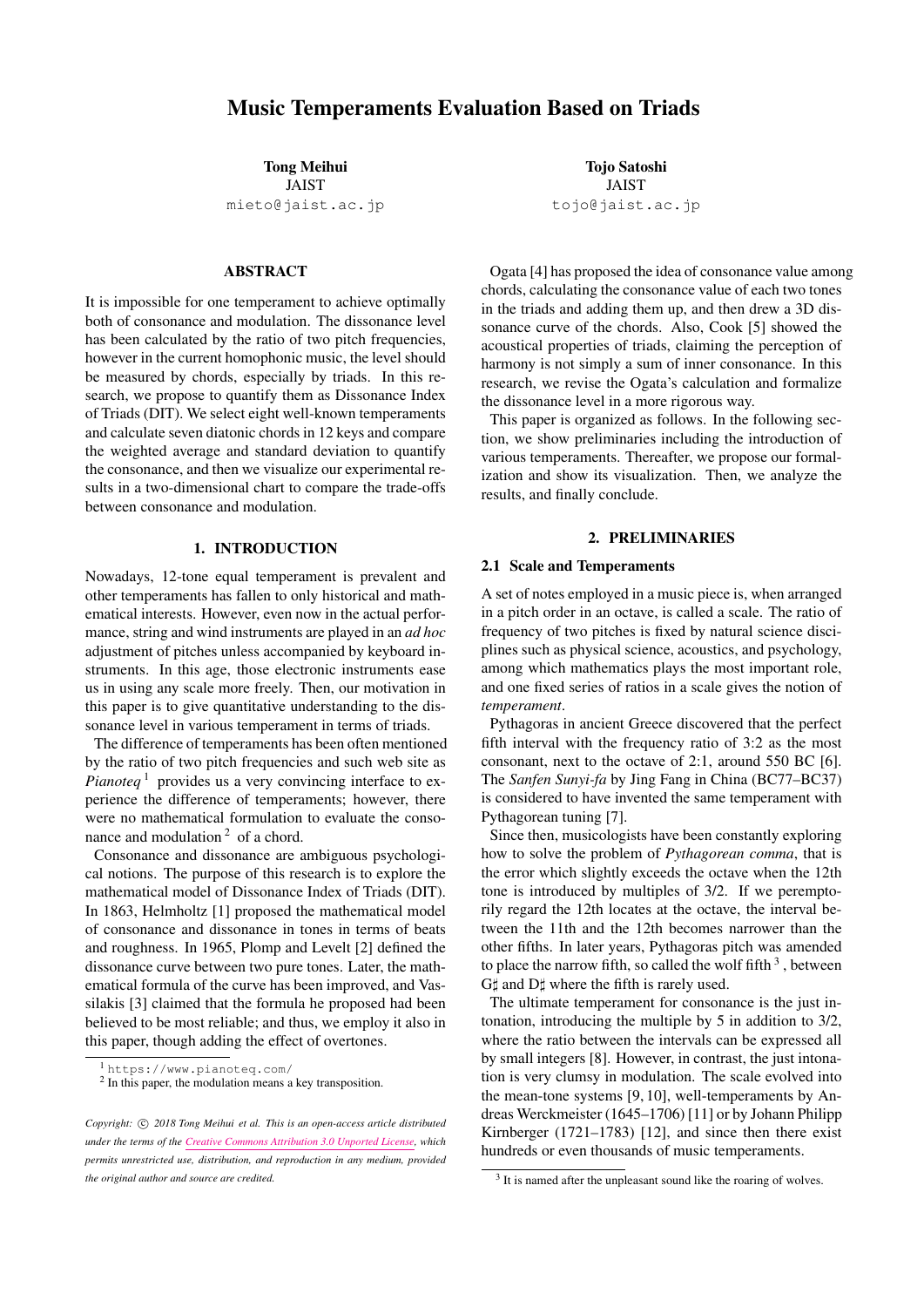# Music Temperaments Evaluation Based on Triads

**Tong Meihui**
JAIST
mieto@jaist.ac.jp

**Tojo Satoshi**
JAIST
tojo@jaist.ac.jp

## ABSTRACT

It is impossible for one temperament to achieve optimally both of consonance and modulation. The dissonance level has been calculated by the ratio of two pitch frequencies, however in the current homophonic music, the level should be measured by chords, especially by triads. In this research, we propose to quantify them as Dissonance Index of Triads (DIT). We select eight well-known temperaments and calculate seven diatonic chords in 12 keys and compare the weighted average and standard deviation to quantify the consonance, and then we visualize our experimental results in a two-dimensional chart to compare the trade-offs between consonance and modulation.

## 1. INTRODUCTION

Nowadays, 12-tone equal temperament is prevalent and other temperaments has fallen to only historical and mathematical interests. However, even now in the actual performance, string and wind instruments are played in an *ad hoc* adjustment of pitches unless accompanied by keyboard instruments. In this age, those electronic instruments ease us in using any scale more freely. Then, our motivation in this paper is to give quantitative understanding to the dissonance level in various temperament in terms of triads.

The difference of temperaments has been often mentioned by the ratio of two pitch frequencies and such web site as *Pianoteq* [1] provides us a very convincing interface to experience the difference of temperaments; however, there were no mathematical formulation to evaluate the consonance and modulation [2] of a chord.

Consonance and dissonance are ambiguous psychological notions. The purpose of this research is to explore the mathematical model of Dissonance Index of Triads (DIT). In 1863, Helmholtz [1] proposed the mathematical model of consonance and dissonance in tones in terms of beats and roughness. In 1965, Plomp and Levelt [2] defined the dissonance curve between two pure tones. Later, the mathematical formula of the curve has been improved, and Vassilakis [3] claimed that the formula he proposed had been believed to be most reliable; and thus, we employ it also in this paper, though adding the effect of overtones.

[1] https://www.pianoteq.com/
[2] In this paper, the modulation means a key transposition.

*Copyright: © 2018 Tong Meihui et al. This is an open-access article distributed under the terms of the Creative Commons Attribution 3.0 Unported License, which permits unrestricted use, distribution, and reproduction in any medium, provided the original author and source are credited.*

Ogata [4] has proposed the idea of consonance value among chords, calculating the consonance value of each two tones in the triads and adding them up, and then drew a 3D dissonance curve of the chords. Also, Cook [5] showed the acoustical properties of triads, claiming the perception of harmony is not simply a sum of inner consonance. In this research, we revise the Ogata's calculation and formalize the dissonance level in a more rigorous way.

This paper is organized as follows. In the following section, we show preliminaries including the introduction of various temperaments. Thereafter, we propose our formalization and show its visualization. Then, we analyze the results, and finally conclude.

## 2. PRELIMINARIES

### 2.1 Scale and Temperaments

A set of notes employed in a music piece is, when arranged in a pitch order in an octave, is called a scale. The ratio of frequency of two pitches is fixed by natural science disciplines such as physical science, acoustics, and psychology, among which mathematics plays the most important role, and one fixed series of ratios in a scale gives the notion of *temperament*.

Pythagoras in ancient Greece discovered that the perfect fifth interval with the frequency ratio of 3:2 as the most consonant, next to the octave of 2:1, around 550 BC [6]. The *Sanfen Sunyi-fa* by Jing Fang in China (BC77–BC37) is considered to have invented the same temperament with Pythagorean tuning [7].

Since then, musicologists have been constantly exploring how to solve the problem of *Pythagorean comma*, that is the error which slightly exceeds the octave when the 12th tone is introduced by multiples of 3/2. If we peremptorily regard the 12th locates at the octave, the interval between the 11th and the 12th becomes narrower than the other fifths. In later years, Pythagoras pitch was amended to place the narrow fifth, so called the wolf fifth [3], between G♯ and D♯ where the fifth is rarely used.

The ultimate temperament for consonance is the just intonation, introducing the multiple by 5 in addition to 3/2, where the ratio between the intervals can be expressed all by small integers [8]. However, in contrast, the just intonation is very clumsy in modulation. The scale evolved into the mean-tone systems [9, 10], well-temperaments by Andreas Werckmeister (1645–1706) [11] or by Johann Philipp Kirnberger (1721–1783) [12], and since then there exist hundreds or even thousands of music temperaments.

[3] It is named after the unpleasant sound like the roaring of wolves.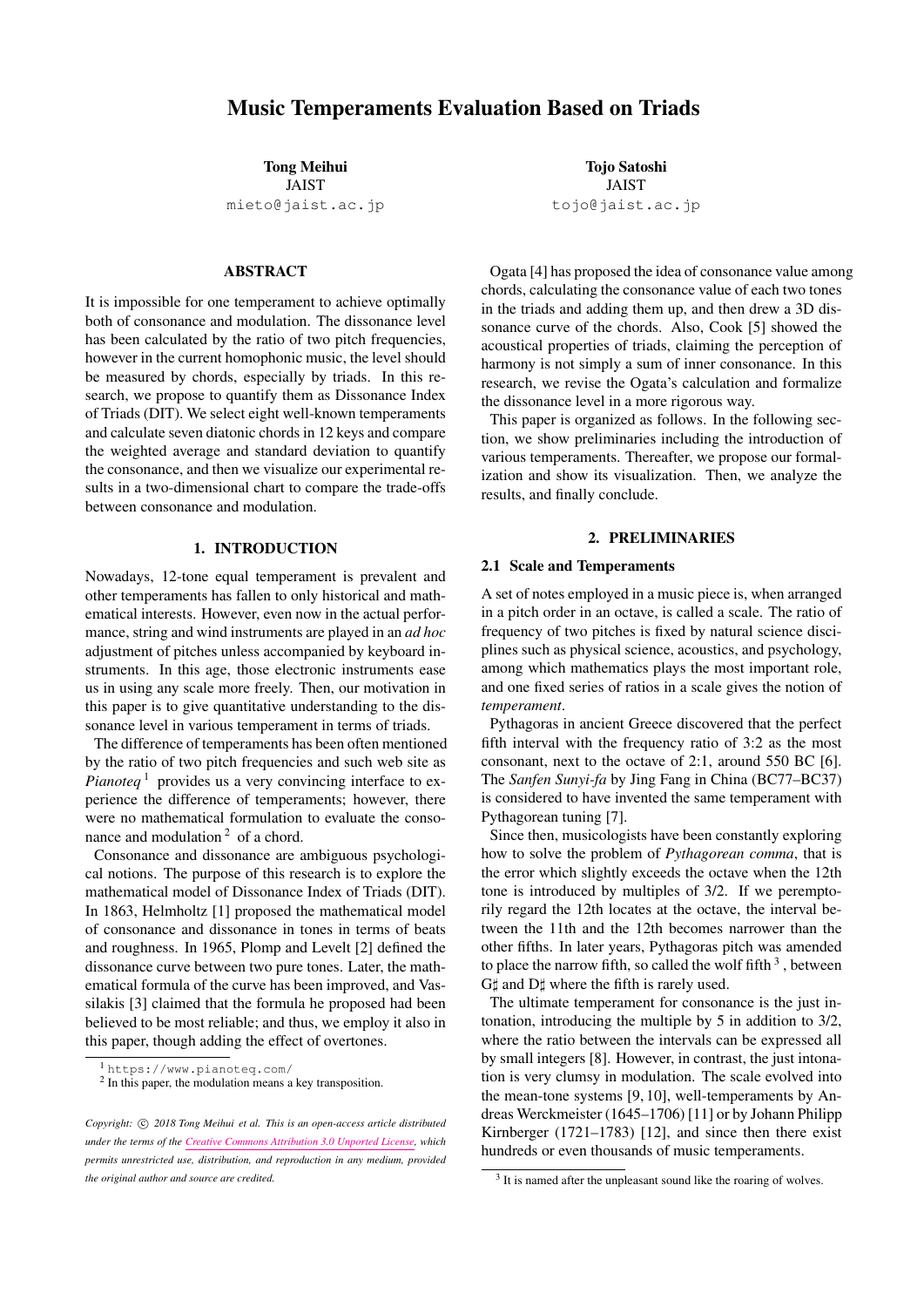# Music Temperaments Evaluation Based on Triads

**Tong Meihui**
JAIST
mieto@jaist.ac.jp

**Tojo Satoshi**
JAIST
tojo@jaist.ac.jp

## ABSTRACT

It is impossible for one temperament to achieve optimally both of consonance and modulation. The dissonance level has been calculated by the ratio of two pitch frequencies, however in the current homophonic music, the level should be measured by chords, especially by triads. In this research, we propose to quantify them as Dissonance Index of Triads (DIT). We select eight well-known temperaments and calculate seven diatonic chords in 12 keys and compare the weighted average and standard deviation to quantify the consonance, and then we visualize our experimental results in a two-dimensional chart to compare the trade-offs between consonance and modulation.

## 1. INTRODUCTION

Nowadays, 12-tone equal temperament is prevalent and other temperaments has fallen to only historical and mathematical interests. However, even now in the actual performance, string and wind instruments are played in an *ad hoc* adjustment of pitches unless accompanied by keyboard instruments. In this age, those electronic instruments ease us in using any scale more freely. Then, our motivation in this paper is to give quantitative understanding to the dissonance level in various temperament in terms of triads.

The difference of temperaments has been often mentioned by the ratio of two pitch frequencies and such web site as *Pianoteq* [1] provides us a very convincing interface to experience the difference of temperaments; however, there were no mathematical formulation to evaluate the consonance and modulation [2] of a chord.

Consonance and dissonance are ambiguous psychological notions. The purpose of this research is to explore the mathematical model of Dissonance Index of Triads (DIT). In 1863, Helmholtz [1] proposed the mathematical model of consonance and dissonance in tones in terms of beats and roughness. In 1965, Plomp and Levelt [2] defined the dissonance curve between two pure tones. Later, the mathematical formula of the curve has been improved, and Vassilakis [3] claimed that the formula he proposed had been believed to be most reliable; and thus, we employ it also in this paper, though adding the effect of overtones.

[1] https://www.pianoteq.com/
[2] In this paper, the modulation means a key transposition.

*Copyright: © 2018 Tong Meihui et al. This is an open-access article distributed under the terms of the Creative Commons Attribution 3.0 Unported License, which permits unrestricted use, distribution, and reproduction in any medium, provided the original author and source are credited.*

Ogata [4] has proposed the idea of consonance value among chords, calculating the consonance value of each two tones in the triads and adding them up, and then drew a 3D dissonance curve of the chords. Also, Cook [5] showed the acoustical properties of triads, claiming the perception of harmony is not simply a sum of inner consonance. In this research, we revise the Ogata's calculation and formalize the dissonance level in a more rigorous way.

This paper is organized as follows. In the following section, we show preliminaries including the introduction of various temperaments. Thereafter, we propose our formalization and show its visualization. Then, we analyze the results, and finally conclude.

## 2. PRELIMINARIES

### 2.1 Scale and Temperaments

A set of notes employed in a music piece is, when arranged in a pitch order in an octave, is called a scale. The ratio of frequency of two pitches is fixed by natural science disciplines such as physical science, acoustics, and psychology, among which mathematics plays the most important role, and one fixed series of ratios in a scale gives the notion of *temperament*.

Pythagoras in ancient Greece discovered that the perfect fifth interval with the frequency ratio of 3:2 as the most consonant, next to the octave of 2:1, around 550 BC [6]. The *Sanfen Sunyi-fa* by Jing Fang in China (BC77–BC37) is considered to have invented the same temperament with Pythagorean tuning [7].

Since then, musicologists have been constantly exploring how to solve the problem of *Pythagorean comma*, that is the error which slightly exceeds the octave when the 12th tone is introduced by multiples of 3/2. If we peremptorily regard the 12th locates at the octave, the interval between the 11th and the 12th becomes narrower than the other fifths. In later years, Pythagoras pitch was amended to place the narrow fifth, so called the wolf fifth [3], between G♯ and D♯ where the fifth is rarely used.

The ultimate temperament for consonance is the just intonation, introducing the multiple by 5 in addition to 3/2, where the ratio between the intervals can be expressed all by small integers [8]. However, in contrast, the just intonation is very clumsy in modulation. The scale evolved into the mean-tone systems [9, 10], well-temperaments by Andreas Werckmeister (1645–1706) [11] or by Johann Philipp Kirnberger (1721–1783) [12], and since then there exist hundreds or even thousands of music temperaments.

[3] It is named after the unpleasant sound like the roaring of wolves.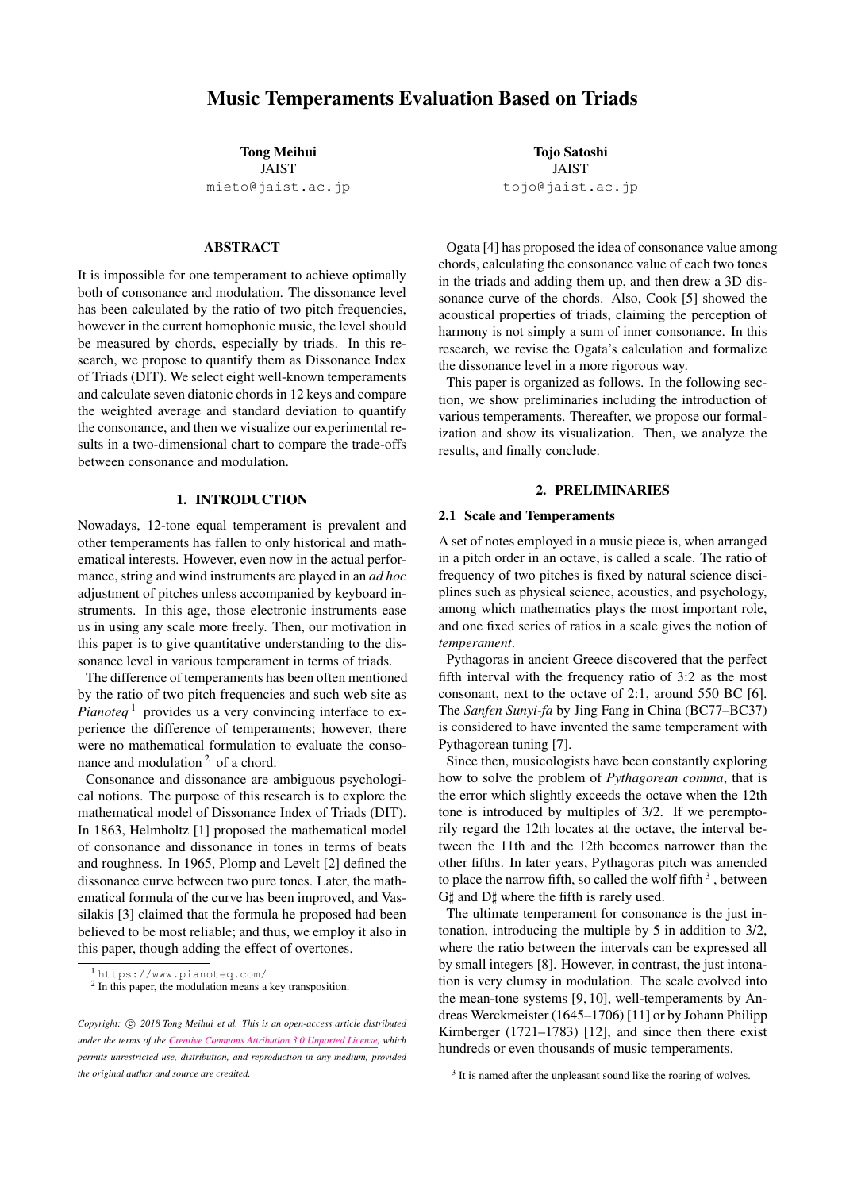# Music Temperaments Evaluation Based on Triads

**Tong Meihui**  
JAIST  
mieto@jaist.ac.jp

**Tojo Satoshi**  
JAIST  
tojo@jaist.ac.jp

## ABSTRACT

It is impossible for one temperament to achieve optimally both of consonance and modulation. The dissonance level has been calculated by the ratio of two pitch frequencies, however in the current homophonic music, the level should be measured by chords, especially by triads. In this research, we propose to quantify them as Dissonance Index of Triads (DIT). We select eight well-known temperaments and calculate seven diatonic chords in 12 keys and compare the weighted average and standard deviation to quantify the consonance, and then we visualize our experimental results in a two-dimensional chart to compare the trade-offs between consonance and modulation.

## 1. INTRODUCTION

Nowadays, 12-tone equal temperament is prevalent and other temperaments has fallen to only historical and mathematical interests. However, even now in the actual performance, string and wind instruments are played in an *ad hoc* adjustment of pitches unless accompanied by keyboard instruments. In this age, those electronic instruments ease us in using any scale more freely. Then, our motivation in this paper is to give quantitative understanding to the dissonance level in various temperament in terms of triads.

The difference of temperaments has been often mentioned by the ratio of two pitch frequencies and such web site as *Pianoteq* [1] provides us a very convincing interface to experience the difference of temperaments; however, there were no mathematical formulation to evaluate the consonance and modulation [2] of a chord.

Consonance and dissonance are ambiguous psychological notions. The purpose of this research is to explore the mathematical model of Dissonance Index of Triads (DIT). In 1863, Helmholtz [1] proposed the mathematical model of consonance and dissonance in tones in terms of beats and roughness. In 1965, Plomp and Levelt [2] defined the dissonance curve between two pure tones. Later, the mathematical formula of the curve has been improved, and Vassilakis [3] claimed that the formula he proposed had been believed to be most reliable; and thus, we employ it also in this paper, though adding the effect of overtones.

Ogata [4] has proposed the idea of consonance value among chords, calculating the consonance value of each two tones in the triads and adding them up, and then drew a 3D dissonance curve of the chords. Also, Cook [5] showed the acoustical properties of triads, claiming the perception of harmony is not simply a sum of inner consonance. In this research, we revise the Ogata's calculation and formalize the dissonance level in a more rigorous way.

This paper is organized as follows. In the following section, we show preliminaries including the introduction of various temperaments. Thereafter, we propose our formalization and show its visualization. Then, we analyze the results, and finally conclude.

## 2. PRELIMINARIES

### 2.1 Scale and Temperaments

A set of notes employed in a music piece is, when arranged in a pitch order in an octave, is called a scale. The ratio of frequency of two pitches is fixed by natural science disciplines such as physical science, acoustics, and psychology, among which mathematics plays the most important role, and one fixed series of ratios in a scale gives the notion of *temperament*.

Pythagoras in ancient Greece discovered that the perfect fifth interval with the frequency ratio of 3:2 as the most consonant, next to the octave of 2:1, around 550 BC [6]. The *Sanfen Sunyi-fa* by Jing Fang in China (BC77–BC37) is considered to have invented the same temperament with Pythagorean tuning [7].

Since then, musicologists have been constantly exploring how to solve the problem of *Pythagorean comma*, that is the error which slightly exceeds the octave when the 12th tone is introduced by multiples of 3/2. If we peremptorily regard the 12th locates at the octave, the interval between the 11th and the 12th becomes narrower than the other fifths. In later years, Pythagoras pitch was amended to place the narrow fifth, so called the wolf fifth [3], between G♯ and D♯ where the fifth is rarely used.

The ultimate temperament for consonance is the just intonation, introducing the multiple by 5 in addition to 3/2, where the ratio between the intervals can be expressed all by small integers [8]. However, in contrast, the just intonation is very clumsy in modulation. The scale evolved into the mean-tone systems [9, 10], well-temperaments by Andreas Werckmeister (1645–1706) [11] or by Johann Philipp Kirnberger (1721–1783) [12], and since then there exist hundreds or even thousands of music temperaments.

---

[1] https://www.pianoteq.com/

[2] In this paper, the modulation means a key transposition.

[3] It is named after the unpleasant sound like the roaring of wolves.

*Copyright: © 2018 Tong Meihui et al. This is an open-access article distributed under the terms of the Creative Commons Attribution 3.0 Unported License, which permits unrestricted use, distribution, and reproduction in any medium, provided the original author and source are credited.*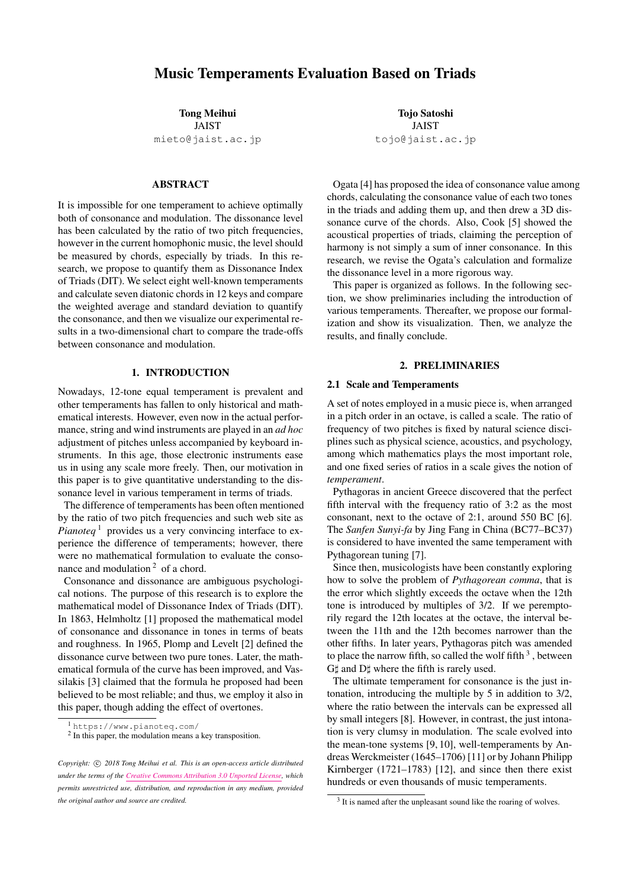# Music Temperaments Evaluation Based on Triads

**Tong Meihui**
JAIST
mieto@jaist.ac.jp

**Tojo Satoshi**
JAIST
tojo@jaist.ac.jp

## ABSTRACT

It is impossible for one temperament to achieve optimally both of consonance and modulation. The dissonance level has been calculated by the ratio of two pitch frequencies, however in the current homophonic music, the level should be measured by chords, especially by triads. In this research, we propose to quantify them as Dissonance Index of Triads (DIT). We select eight well-known temperaments and calculate seven diatonic chords in 12 keys and compare the weighted average and standard deviation to quantify the consonance, and then we visualize our experimental results in a two-dimensional chart to compare the trade-offs between consonance and modulation.

## 1. INTRODUCTION

Nowadays, 12-tone equal temperament is prevalent and other temperaments has fallen to only historical and mathematical interests. However, even now in the actual performance, string and wind instruments are played in an *ad hoc* adjustment of pitches unless accompanied by keyboard instruments. In this age, those electronic instruments ease us in using any scale more freely. Then, our motivation in this paper is to give quantitative understanding to the dissonance level in various temperament in terms of triads.

The difference of temperaments has been often mentioned by the ratio of two pitch frequencies and such web site as *Pianoteq* [1] provides us a very convincing interface to experience the difference of temperaments; however, there were no mathematical formulation to evaluate the consonance and modulation [2] of a chord.

Consonance and dissonance are ambiguous psychological notions. The purpose of this research is to explore the mathematical model of Dissonance Index of Triads (DIT). In 1863, Helmholtz [1] proposed the mathematical model of consonance and dissonance in tones in terms of beats and roughness. In 1965, Plomp and Levelt [2] defined the dissonance curve between two pure tones. Later, the mathematical formula of the curve has been improved, and Vassilakis [3] claimed that the formula he proposed had been believed to be most reliable; and thus, we employ it also in this paper, though adding the effect of overtones.

[1] https://www.pianoteq.com/
[2] In this paper, the modulation means a key transposition.

*Copyright: © 2018 Tong Meihui et al. This is an open-access article distributed under the terms of the Creative Commons Attribution 3.0 Unported License, which permits unrestricted use, distribution, and reproduction in any medium, provided the original author and source are credited.*

Ogata [4] has proposed the idea of consonance value among chords, calculating the consonance value of each two tones in the triads and adding them up, and then drew a 3D dissonance curve of the chords. Also, Cook [5] showed the acoustical properties of triads, claiming the perception of harmony is not simply a sum of inner consonance. In this research, we revise the Ogata's calculation and formalize the dissonance level in a more rigorous way.

This paper is organized as follows. In the following section, we show preliminaries including the introduction of various temperaments. Thereafter, we propose our formalization and show its visualization. Then, we analyze the results, and finally conclude.

## 2. PRELIMINARIES

### 2.1 Scale and Temperaments

A set of notes employed in a music piece is, when arranged in a pitch order in an octave, is called a scale. The ratio of frequency of two pitches is fixed by natural science disciplines such as physical science, acoustics, and psychology, among which mathematics plays the most important role, and one fixed series of ratios in a scale gives the notion of *temperament*.

Pythagoras in ancient Greece discovered that the perfect fifth interval with the frequency ratio of 3:2 as the most consonant, next to the octave of 2:1, around 550 BC [6]. The *Sanfen Sunyi-fa* by Jing Fang in China (BC77–BC37) is considered to have invented the same temperament with Pythagorean tuning [7].

Since then, musicologists have been constantly exploring how to solve the problem of *Pythagorean comma*, that is the error which slightly exceeds the octave when the 12th tone is introduced by multiples of 3/2. If we peremptorily regard the 12th locates at the octave, the interval between the 11th and the 12th becomes narrower than the other fifths. In later years, Pythagoras pitch was amended to place the narrow fifth, so called the wolf fifth [3], between G♯ and D♯ where the fifth is rarely used.

The ultimate temperament for consonance is the just intonation, introducing the multiple by 5 in addition to 3/2, where the ratio between the intervals can be expressed all by small integers [8]. However, in contrast, the just intonation is very clumsy in modulation. The scale evolved into the mean-tone systems [9, 10], well-temperaments by Andreas Werckmeister (1645–1706) [11] or by Johann Philipp Kirnberger (1721–1783) [12], and since then there exist hundreds or even thousands of music temperaments.

[3] It is named after the unpleasant sound like the roaring of wolves.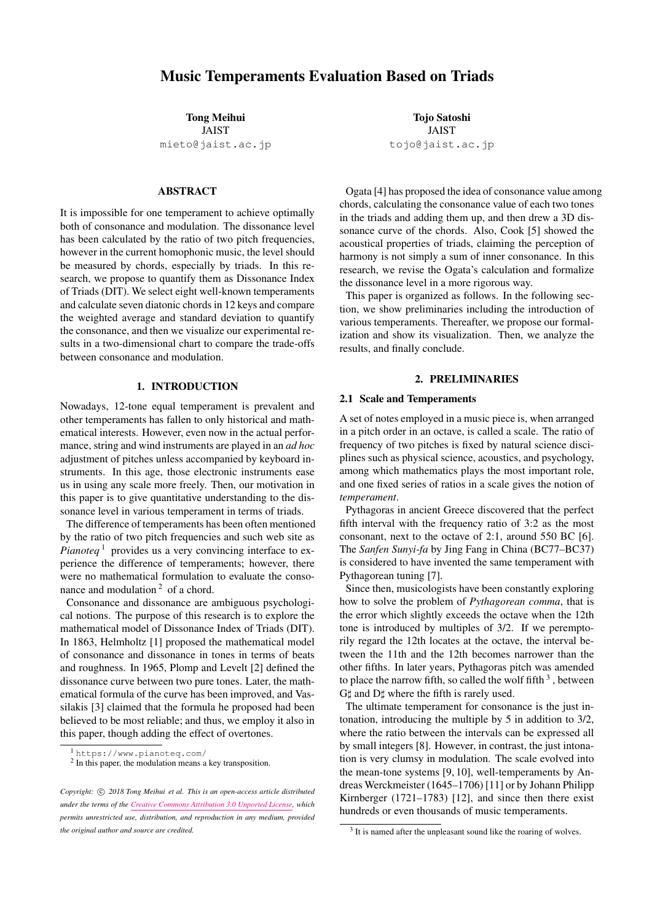# Music Temperaments Evaluation Based on Triads

**Tong Meihui**
JAIST
mieto@jaist.ac.jp

**Tojo Satoshi**
JAIST
tojo@jaist.ac.jp

## ABSTRACT

It is impossible for one temperament to achieve optimally both of consonance and modulation. The dissonance level has been calculated by the ratio of two pitch frequencies, however in the current homophonic music, the level should be measured by chords, especially by triads. In this research, we propose to quantify them as Dissonance Index of Triads (DIT). We select eight well-known temperaments and calculate seven diatonic chords in 12 keys and compare the weighted average and standard deviation to quantify the consonance, and then we visualize our experimental results in a two-dimensional chart to compare the trade-offs between consonance and modulation.

## 1. INTRODUCTION

Nowadays, 12-tone equal temperament is prevalent and other temperaments has fallen to only historical and mathematical interests. However, even now in the actual performance, string and wind instruments are played in an *ad hoc* adjustment of pitches unless accompanied by keyboard instruments. In this age, those electronic instruments ease us in using any scale more freely. Then, our motivation in this paper is to give quantitative understanding to the dissonance level in various temperament in terms of triads.

The difference of temperaments has been often mentioned by the ratio of two pitch frequencies and such web site as *Pianoteq* [1] provides us a very convincing interface to experience the difference of temperaments; however, there were no mathematical formulation to evaluate the consonance and modulation [2] of a chord.

Consonance and dissonance are ambiguous psychological notions. The purpose of this research is to explore the mathematical model of Dissonance Index of Triads (DIT). In 1863, Helmholtz [1] proposed the mathematical model of consonance and dissonance in tones in terms of beats and roughness. In 1965, Plomp and Levelt [2] defined the dissonance curve between two pure tones. Later, the mathematical formula of the curve has been improved, and Vassilakis [3] claimed that the formula he proposed had been believed to be most reliable; and thus, we employ it also in this paper, though adding the effect of overtones.

Ogata [4] has proposed the idea of consonance value among chords, calculating the consonance value of each two tones in the triads and adding them up, and then drew a 3D dissonance curve of the chords. Also, Cook [5] showed the acoustical properties of triads, claiming the perception of harmony is not simply a sum of inner consonance. In this research, we revise the Ogata's calculation and formalize the dissonance level in a more rigorous way.

This paper is organized as follows. In the following section, we show preliminaries including the introduction of various temperaments. Thereafter, we propose our formalization and show its visualization. Then, we analyze the results, and finally conclude.

## 2. PRELIMINARIES

### 2.1 Scale and Temperaments

A set of notes employed in a music piece is, when arranged in a pitch order in an octave, is called a scale. The ratio of frequency of two pitches is fixed by natural science disciplines such as physical science, acoustics, and psychology, among which mathematics plays the most important role, and one fixed series of ratios in a scale gives the notion of *temperament*.

Pythagoras in ancient Greece discovered that the perfect fifth interval with the frequency ratio of 3:2 as the most consonant, next to the octave of 2:1, around 550 BC [6]. The *Sanfen Sunyi-fa* by Jing Fang in China (BC77–BC37) is considered to have invented the same temperament with Pythagorean tuning [7].

Since then, musicologists have been constantly exploring how to solve the problem of *Pythagorean comma*, that is the error which slightly exceeds the octave when the 12th tone is introduced by multiples of 3/2. If we peremptorily regard the 12th locates at the octave, the interval between the 11th and the 12th becomes narrower than the other fifths. In later years, Pythagoras pitch was amended to place the narrow fifth, so called the wolf fifth [3], between G♯ and D♯ where the fifth is rarely used.

The ultimate temperament for consonance is the just intonation, introducing the multiple by 5 in addition to 3/2, where the ratio between the intervals can be expressed all by small integers [8]. However, in contrast, the just intonation is very clumsy in modulation. The scale evolved into the mean-tone systems [9, 10], well-temperaments by Andreas Werckmeister (1645–1706) [11] or by Johann Philipp Kirnberger (1721–1783) [12], and since then there exist hundreds or even thousands of music temperaments.

[1] https://www.pianoteq.com/

[2] In this paper, the modulation means a key transposition.

[3] It is named after the unpleasant sound like the roaring of wolves.

*Copyright: © 2018 Tong Meihui et al. This is an open-access article distributed under the terms of the Creative Commons Attribution 3.0 Unported License, which permits unrestricted use, distribution, and reproduction in any medium, provided the original author and source are credited.*